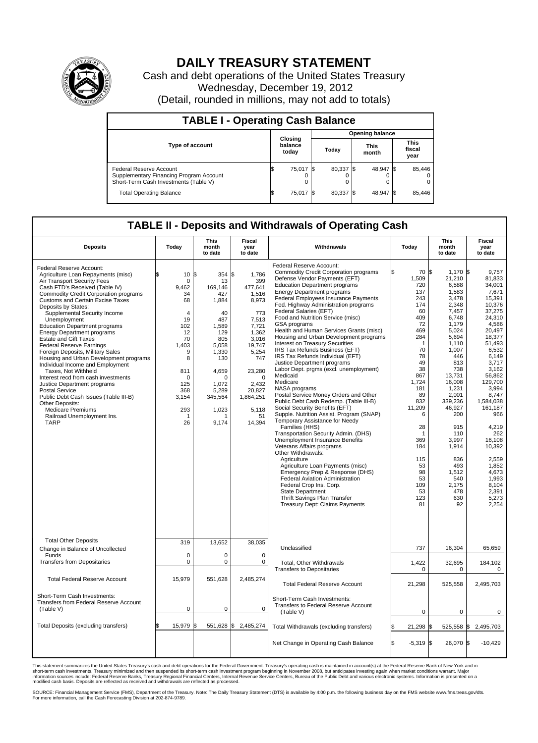# DAILY TREASURY STATEMENT

Cash and debt operations of the United States Treasury

Wednesday, December 19, 2012

(Detail, rounded in millions, may not add to totals)

## TABLE I - Operating Cash Balance

| Type of account | Closing balance today | Opening balance Today | Opening balance This month | Opening balance This fiscal year |
|---|---|---|---|---|
| Federal Reserve Account | $ 75,017 | $ 80,337 | $ 48,947 | $ 85,446 |
| Supplementary Financing Program Account | 0 | 0 | 0 | 0 |
| Short-Term Cash Investments (Table V) | 0 | 0 | 0 | 0 |
| Total Operating Balance | $ 75,017 | $ 80,337 | $ 48,947 | $ 85,446 |

## TABLE II - Deposits and Withdrawals of Operating Cash

| Deposits | Today | This month to date | Fiscal year to date | Withdrawals | Today | This month to date | Fiscal year to date |
|---|---|---|---|---|---|---|---|
| Federal Reserve Account: | | | | Federal Reserve Account: | | | |
| Agriculture Loan Repayments (misc) | $ 10 | $ 354 | $ 1,786 | Commodity Credit Corporation programs | $ 70 | $ 1,170 | $ 9,757 |
| Air Transport Security Fees | 0 | 13 | 399 | Defense Vendor Payments (EFT) | 1,509 | 21,210 | 81,833 |
| Cash FTD's Received (Table IV) | 9,462 | 169,146 | 477,641 | Education Department programs | 720 | 6,588 | 34,001 |
| Commodity Credit Corporation programs | 34 | 427 | 1,516 | Energy Department programs | 137 | 1,583 | 7,671 |
| Customs and Certain Excise Taxes | 68 | 1,884 | 8,973 | Federal Employees Insurance Payments | 243 | 3,478 | 15,391 |
| Deposits by States: | | | | Fed. Highway Administration programs | 174 | 2,348 | 10,376 |
| Supplemental Security Income | 4 | 40 | 773 | Federal Salaries (EFT) | 60 | 7,457 | 37,275 |
| Unemployment | 19 | 487 | 7,513 | Food and Nutrition Service (misc) | 409 | 6,748 | 24,310 |
| Education Department programs | 102 | 1,589 | 7,721 | GSA programs | 72 | 1,179 | 4,586 |
| Energy Department programs | 12 | 129 | 1,362 | Health and Human Services Grants (misc) | 469 | 5,024 | 20,497 |
| Estate and Gift Taxes | 70 | 805 | 3,016 | Housing and Urban Development programs | 284 | 5,694 | 18,377 |
| Federal Reserve Earnings | 1,403 | 5,058 | 19,747 | Interest on Treasury Securities | 1 | 1,110 | 51,493 |
| Foreign Deposits, Military Sales | 9 | 1,330 | 5,254 | IRS Tax Refunds Business (EFT) | 70 | 1,007 | 6,532 |
| Housing and Urban Development programs | 8 | 130 | 747 | IRS Tax Refunds Individual (EFT) | 78 | 446 | 6,149 |
| Individual Income and Employment | | | | Justice Department programs | 49 | 813 | 3,717 |
| Taxes, Not Withheld | 811 | 4,659 | 23,280 | Labor Dept. prgms (excl. unemployment) | 38 | 738 | 3,162 |
| Interest recd from cash investments | 0 | 0 | 0 | Medicaid | 867 | 13,731 | 56,862 |
| Justice Department programs | 125 | 1,072 | 2,432 | Medicare | 1,724 | 16,008 | 129,700 |
| Postal Service | 368 | 5,289 | 20,827 | NASA programs | 181 | 1,231 | 3,994 |
| Public Debt Cash Issues (Table III-B) | 3,154 | 345,564 | 1,864,251 | Postal Service Money Orders and Other | 89 | 2,001 | 8,747 |
| Other Deposits: | | | | Public Debt Cash Redemp. (Table III-B) | 832 | 339,236 | 1,584,038 |
| Medicare Premiums | 293 | 1,023 | 5,118 | Social Security Benefits (EFT) | 11,209 | 46,927 | 161,187 |
| Railroad Unemployment Ins. | 1 | 1 | 51 | Supple. Nutrition Assist. Program (SNAP) | 6 | 200 | 966 |
| TARP | 26 | 9,174 | 14,394 | Temporary Assistance for Needy | | | |
| | | | | Families (HHS) | 28 | 915 | 4,219 |
| | | | | Transportation Security Admin. (DHS) | 1 | 110 | 262 |
| | | | | Unemployment Insurance Benefits | 369 | 3,997 | 16,108 |
| | | | | Veterans Affairs programs | 184 | 1,914 | 10,392 |
| | | | | Other Withdrawals: | | | |
| | | | | Agriculture | 115 | 836 | 2,559 |
| | | | | Agriculture Loan Payments (misc) | 53 | 493 | 1,852 |
| | | | | Emergency Prep & Response (DHS) | 98 | 1,512 | 4,673 |
| | | | | Federal Aviation Administration | 53 | 540 | 1,993 |
| | | | | Federal Crop Ins. Corp. | 109 | 2,175 | 8,104 |
| | | | | State Department | 53 | 478 | 2,391 |
| | | | | Thrift Savings Plan Transfer | 123 | 630 | 5,273 |
| | | | | Treasury Dept: Claims Payments | 81 | 92 | 2,254 |
| Total Other Deposits | 319 | 13,652 | 38,035 | | | | |
| Change in Balance of Uncollected | | | | Unclassified | 737 | 16,304 | 65,659 |
| Funds | 0 | 0 | 0 | | | | |
| Transfers from Depositaries | 0 | 0 | 0 | Total, Other Withdrawals | 1,422 | 32,695 | 184,102 |
| | | | | Transfers to Depositaries | 0 | 0 | 0 |
| Total Federal Reserve Account | 15,979 | 551,628 | 2,485,274 | Total Federal Reserve Account | 21,298 | 525,558 | 2,495,703 |
| Short-Term Cash Investments: | | | | Short-Term Cash Investments: | | | |
| Transfers from Federal Reserve Account (Table V) | 0 | 0 | 0 | Transfers to Federal Reserve Account (Table V) | 0 | 0 | 0 |
| Total Deposits (excluding transfers) | $ 15,979 | $ 551,628 | $ 2,485,274 | Total Withdrawals (excluding transfers) | $ 21,298 | $ 525,558 | $ 2,495,703 |
| | | | | Net Change in Operating Cash Balance | $ -5,319 | $ 26,070 | $ -10,429 |

This statement summarizes the United States Treasury's cash and debt operations for the Federal Government. Treasury's operating cash is maintained in account(s) at the Federal Reserve Bank of New York and in short-term cash investments. Treasury minimized and then suspended its short-term cash investment program beginning in November 2008, but anticipates investing again when market conditions warrant. Major information sources include: Federal Reserve Banks, Treasury Regional Financial Centers, Internal Revenue Service Centers, Bureau of the Public Debt and various electronic systems. Information is presented on a modified cash basis. Deposits are reflected as received and withdrawals are reflected as processed.

SOURCE: Financial Management Service (FMS), Department of the Treasury. Note: The Daily Treasury Statement (DTS) is available by 4:00 p.m. the following business day on the FMS website www.fms.treas.gov/dts. For more information, call the Cash Forecasting Division at 202-874-9789.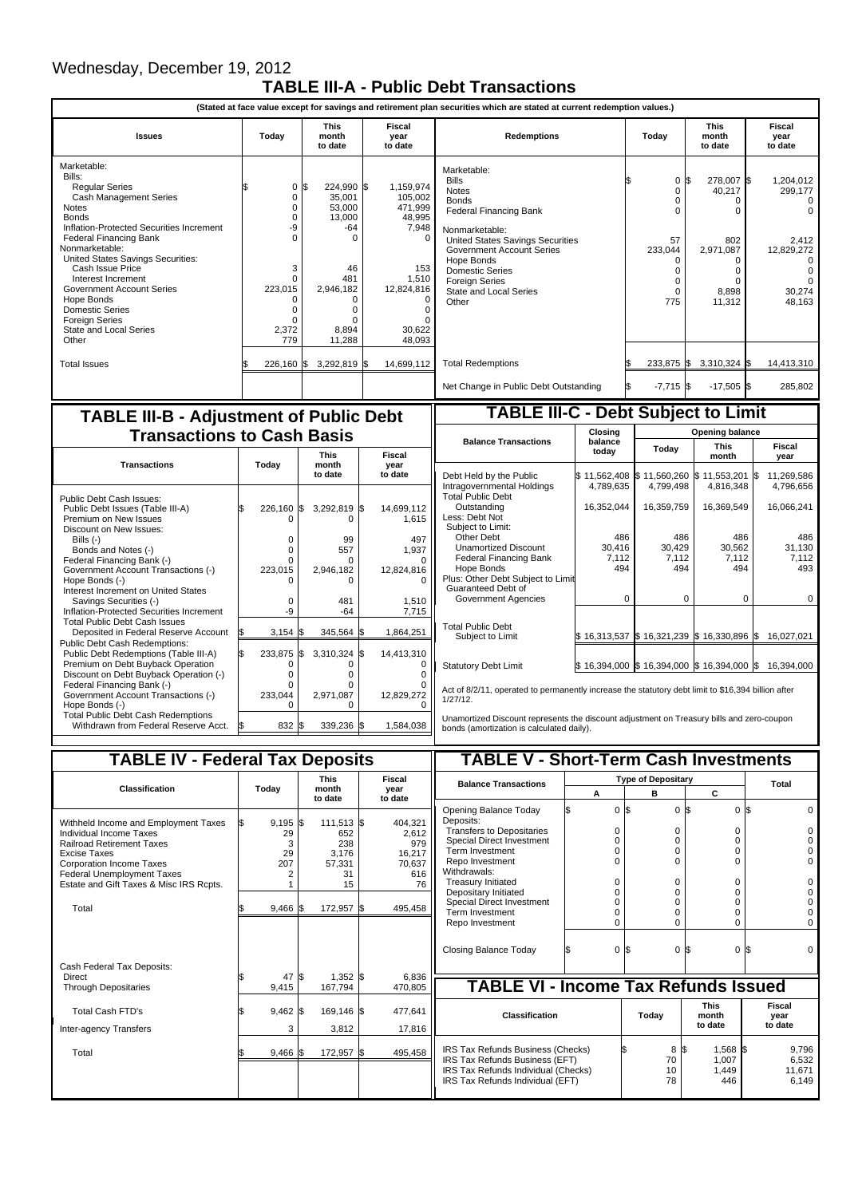Wednesday, December 19, 2012

# TABLE III-A - Public Debt Transactions

(Stated at face value except for savings and retirement plan securities which are stated at current redemption values.)

| Issues | Today | This month to date | Fiscal year to date |
|---|---|---|---|
| Marketable: | | | |
| Bills: | | | |
| Regular Series | $ 0 | $ 224,990 | $ 1,159,974 |
| Cash Management Series | 0 | 35,001 | 105,002 |
| Notes | 0 | 53,000 | 471,999 |
| Bonds | 0 | 13,000 | 48,995 |
| Inflation-Protected Securities Increment | -9 | -64 | 7,948 |
| Federal Financing Bank | 0 | 0 | 0 |
| Nonmarketable: | | | |
| United States Savings Securities: | | | |
| Cash Issue Price | 3 | 46 | 153 |
| Interest Increment | 0 | 481 | 1,510 |
| Government Account Series | 223,015 | 2,946,182 | 12,824,816 |
| Hope Bonds | 0 | 0 | 0 |
| Domestic Series | 0 | 0 | 0 |
| Foreign Series | 0 | 0 | 0 |
| State and Local Series | 2,372 | 8,894 | 30,622 |
| Other | 779 | 11,288 | 48,093 |
| Total Issues | $ 226,160 | $ 3,292,819 | $ 14,699,112 |

| Redemptions | Today | This month to date | Fiscal year to date |
|---|---|---|---|
| Marketable: | | | |
| Bills | $ 0 | $ 278,007 | $ 1,204,012 |
| Notes | 0 | 40,217 | 299,177 |
| Bonds | 0 | 0 | 0 |
| Federal Financing Bank | 0 | 0 | 0 |
| Nonmarketable: | | | |
| United States Savings Securities | 57 | 802 | 2,412 |
| Government Account Series | 233,044 | 2,971,087 | 12,829,272 |
| Hope Bonds | 0 | 0 | 0 |
| Domestic Series | 0 | 0 | 0 |
| Foreign Series | 0 | 0 | 0 |
| State and Local Series | 0 | 8,898 | 30,274 |
| Other | 775 | 11,312 | 48,163 |
| Total Redemptions | $ 233,875 | $ 3,310,324 | $ 14,413,310 |
| Net Change in Public Debt Outstanding | $ -7,715 | $ -17,505 | $ 285,802 |

# TABLE III-B - Adjustment of Public Debt Transactions to Cash Basis

| Transactions | Today | This month to date | Fiscal year to date |
|---|---|---|---|
| Public Debt Cash Issues: | | | |
| Public Debt Issues (Table III-A) | $ 226,160 | $ 3,292,819 | $ 14,699,112 |
| Premium on New Issues | 0 | 0 | 1,615 |
| Discount on New Issues: | | | |
| Bills (-) | 0 | 99 | 497 |
| Bonds and Notes (-) | 0 | 557 | 1,937 |
| Federal Financing Bank (-) | 0 | 0 | 0 |
| Government Account Transactions (-) | 223,015 | 2,946,182 | 12,824,816 |
| Hope Bonds (-) | 0 | 0 | 0 |
| Interest Increment on United States Savings Securities (-) | 0 | 481 | 1,510 |
| Inflation-Protected Securities Increment | -9 | -64 | 7,715 |
| Total Public Debt Cash Issues Deposited in Federal Reserve Account | $ 3,154 | $ 345,564 | $ 1,864,251 |
| Public Debt Cash Redemptions: | | | |
| Public Debt Redemptions (Table III-A) | $ 233,875 | $ 3,310,324 | $ 14,413,310 |
| Premium on Debt Buyback Operation | 0 | 0 | 0 |
| Discount on Debt Buyback Operation (-) | 0 | 0 | 0 |
| Federal Financing Bank (-) | 0 | 0 | 0 |
| Government Account Transactions (-) | 233,044 | 2,971,087 | 12,829,272 |
| Hope Bonds (-) | 0 | 0 | 0 |
| Total Public Debt Cash Redemptions Withdrawn from Federal Reserve Acct. | $ 832 | $ 339,236 | $ 1,584,038 |

# TABLE III-C - Debt Subject to Limit

| Balance Transactions | Closing balance today | Opening balance Today | Opening balance This month | Opening balance Fiscal year |
|---|---|---|---|---|
| Debt Held by the Public | $ 11,562,408 | $ 11,560,260 | $ 11,553,201 | $ 11,269,586 |
| Intragovernmental Holdings | 4,789,635 | 4,799,498 | 4,816,348 | 4,796,656 |
| Total Public Debt Outstanding | 16,352,044 | 16,359,759 | 16,369,549 | 16,066,241 |
| Less: Debt Not Subject to Limit: | | | | |
| Other Debt | 486 | 486 | 486 | 486 |
| Unamortized Discount | 30,416 | 30,429 | 30,562 | 31,130 |
| Federal Financing Bank | 7,112 | 7,112 | 7,112 | 7,112 |
| Hope Bonds | 494 | 494 | 494 | 493 |
| Plus: Other Debt Subject to Limit | | | | |
| Guaranteed Debt of Government Agencies | 0 | 0 | 0 | 0 |
| Total Public Debt Subject to Limit | $ 16,313,537 | $ 16,321,239 | $ 16,330,896 | $ 16,027,021 |
| Statutory Debt Limit | $ 16,394,000 | $ 16,394,000 | $ 16,394,000 | $ 16,394,000 |

Act of 8/2/11, operated to permanently increase the statutory debt limit to $16,394 billion after 1/27/12.

Unamortized Discount represents the discount adjustment on Treasury bills and zero-coupon bonds (amortization is calculated daily).

# TABLE IV - Federal Tax Deposits

| Classification | Today | This month to date | Fiscal year to date |
|---|---|---|---|
| Withheld Income and Employment Taxes | $ 9,195 | $ 111,513 | $ 404,321 |
| Individual Income Taxes | 29 | 652 | 2,612 |
| Railroad Retirement Taxes | 3 | 238 | 979 |
| Excise Taxes | 29 | 3,176 | 16,217 |
| Corporation Income Taxes | 207 | 57,331 | 70,637 |
| Federal Unemployment Taxes | 2 | 31 | 616 |
| Estate and Gift Taxes & Misc IRS Rcpts. | 1 | 15 | 76 |
| Total | $ 9,466 | $ 172,957 | $ 495,458 |
| Cash Federal Tax Deposits: | | | |
| Direct | $ 47 | $ 1,352 | $ 6,836 |
| Through Depositaries | 9,415 | 167,794 | 470,805 |
| Total Cash FTD's | $ 9,462 | $ 169,146 | $ 477,641 |
| Inter-agency Transfers | 3 | 3,812 | 17,816 |
| Total | $ 9,466 | $ 172,957 | $ 495,458 |

# TABLE V - Short-Term Cash Investments

| Balance Transactions | Type of Depositary A | Type of Depositary B | Type of Depositary C | Total |
|---|---|---|---|---|
| Opening Balance Today | $ 0 | $ 0 | $ 0 | $ 0 |
| Deposits: | | | | |
| Transfers to Depositaries | 0 | 0 | 0 | 0 |
| Special Direct Investment | 0 | 0 | 0 | 0 |
| Term Investment | 0 | 0 | 0 | 0 |
| Repo Investment | 0 | 0 | 0 | 0 |
| Withdrawals: | | | | |
| Treasury Initiated | 0 | 0 | 0 | 0 |
| Depositary Initiated | 0 | 0 | 0 | 0 |
| Special Direct Investment | 0 | 0 | 0 | 0 |
| Term Investment | 0 | 0 | 0 | 0 |
| Repo Investment | 0 | 0 | 0 | 0 |
| Closing Balance Today | $ 0 | $ 0 | $ 0 | $ 0 |

# TABLE VI - Income Tax Refunds Issued

| Classification | Today | This month to date | Fiscal year to date |
|---|---|---|---|
| IRS Tax Refunds Business (Checks) | $ 8 | $ 1,568 | $ 9,796 |
| IRS Tax Refunds Business (EFT) | 70 | 1,007 | 6,532 |
| IRS Tax Refunds Individual (Checks) | 10 | 1,449 | 11,671 |
| IRS Tax Refunds Individual (EFT) | 78 | 446 | 6,149 |